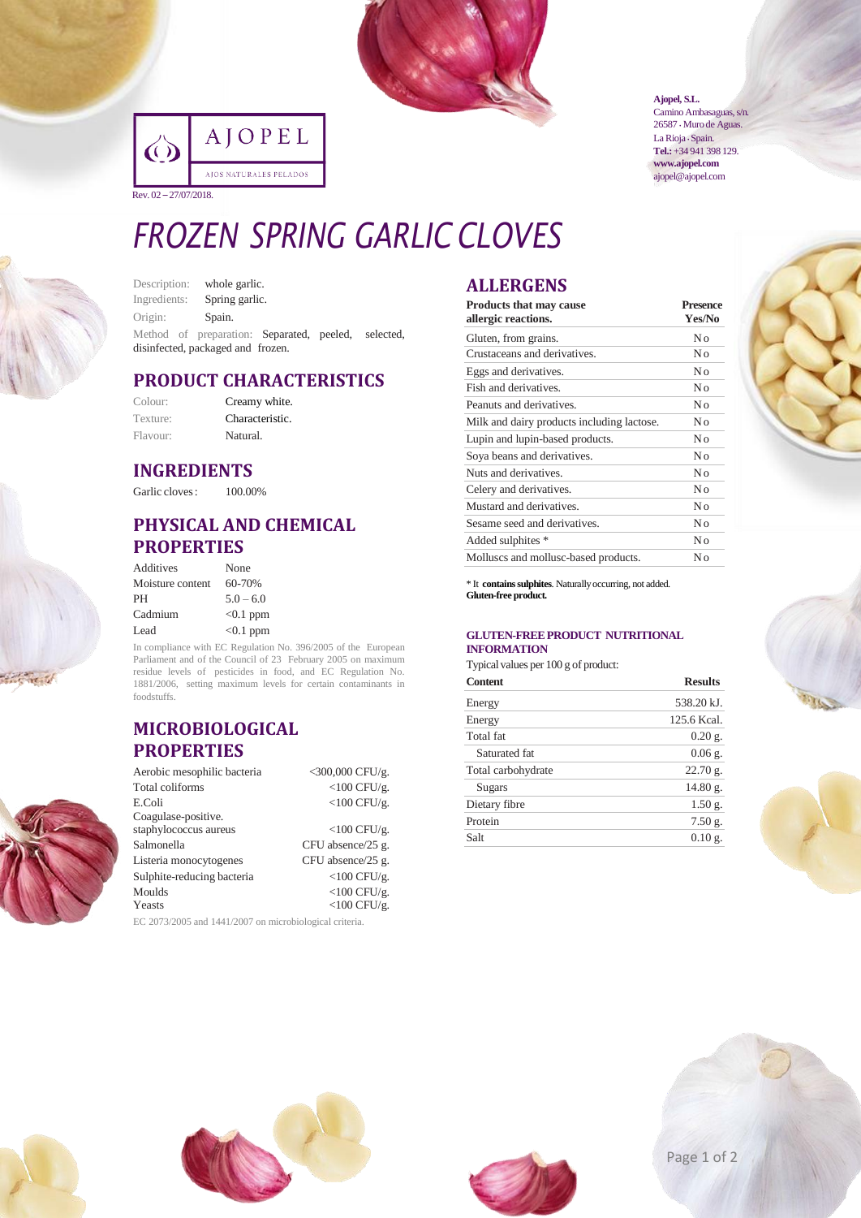AJOPEL

AJOS NATURALES PELADOS

Rev. 02 – 27/07/2018.

**Ajopel, S.L.**
Camino Ambasaguas, s/n.
26587 · Muro de Aguas.
La Rioja · Spain.
**Tel.:** +34 941 398 129.
**www.ajopel.com**
ajopel@ajopel.com

# FROZEN SPRING GARLIC CLOVES

Description: whole garlic.
Ingredients: Spring garlic.
Origin: Spain.
Method of preparation: Separated, peeled, selected, disinfected, packaged and frozen.

## PRODUCT CHARACTERISTICS

| | |
|---|---|
| Colour: | Creamy white. |
| Texture: | Characteristic. |
| Flavour: | Natural. |

## INGREDIENTS

| | |
|---|---|
| Garlic cloves: | 100.00% |

## PHYSICAL AND CHEMICAL PROPERTIES

| | |
|---|---|
| Additives | None |
| Moisture content | 60-70% |
| PH | 5.0 – 6.0 |
| Cadmium | <0.1 ppm |
| Lead | <0.1 ppm |

In compliance with EC Regulation No. 396/2005 of the European Parliament and of the Council of 23 February 2005 on maximum residue levels of pesticides in food, and EC Regulation No. 1881/2006, setting maximum levels for certain contaminants in foodstuffs.

## MICROBIOLOGICAL PROPERTIES

| | |
|---|---|
| Aerobic mesophilic bacteria | <300,000 CFU/g. |
| Total coliforms | <100 CFU/g. |
| E.Coli | <100 CFU/g. |
| Coagulase-positive. staphylococcus aureus | <100 CFU/g. |
| Salmonella | CFU absence/25 g. |
| Listeria monocytogenes | CFU absence/25 g. |
| Sulphite-reducing bacteria | <100 CFU/g. |
| Moulds | <100 CFU/g. |
| Yeasts | <100 CFU/g. |

EC 2073/2005 and 1441/2007 on microbiological criteria.

## ALLERGENS

| Products that may cause allergic reactions. | Presence Yes/No |
|---|---|
| Gluten, from grains. | No |
| Crustaceans and derivatives. | No |
| Eggs and derivatives. | No |
| Fish and derivatives. | No |
| Peanuts and derivatives. | No |
| Milk and dairy products including lactose. | No |
| Lupin and lupin-based products. | No |
| Soya beans and derivatives. | No |
| Nuts and derivatives. | No |
| Celery and derivatives. | No |
| Mustard and derivatives. | No |
| Sesame seed and derivatives. | No |
| Added sulphites * | No |
| Molluscs and mollusc-based products. | No |

\* It **contains sulphites**. Naturally occurring, not added.
**Gluten-free product.**

### GLUTEN-FREE PRODUCT NUTRITIONAL INFORMATION

Typical values per 100 g of product:

| Content | Results |
|---|---|
| Energy | 538.20 kJ. |
| Energy | 125.6 Kcal. |
| Total fat | 0.20 g. |
| Saturated fat | 0.06 g. |
| Total carbohydrate | 22.70 g. |
| Sugars | 14.80 g. |
| Dietary fibre | 1.50 g. |
| Protein | 7.50 g. |
| Salt | 0.10 g. |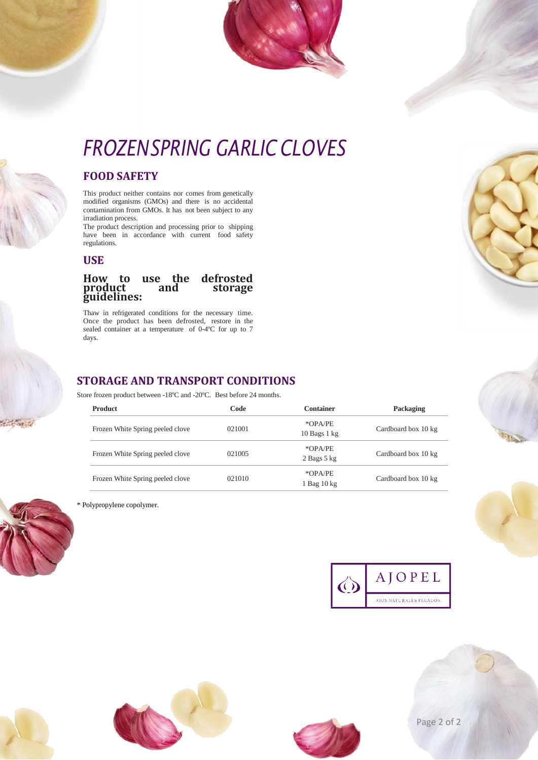# FROZEN SPRING GARLIC CLOVES

## FOOD SAFETY

This product neither contains nor comes from genetically modified organisms (GMOs) and there is no accidental contamination from GMOs. It has not been subject to any irradiation process.
The product description and processing prior to shipping have been in accordance with current food safety regulations.

## USE

### How to use the defrosted product and storage guidelines:

Thaw in refrigerated conditions for the necessary time. Once the product has been defrosted, restore in the sealed container at a temperature of 0-4ºC for up to 7 days.

## STORAGE AND TRANSPORT CONDITIONS

Store frozen product between -18ºC and -20ºC. Best before 24 months.

| Product | Code | Container | Packaging |
|---|---|---|---|
| Frozen White Spring peeled clove | 021001 | *OPA/PE 10 Bags 1 kg | Cardboard box 10 kg |
| Frozen White Spring peeled clove | 021005 | *OPA/PE 2 Bags 5 kg | Cardboard box 10 kg |
| Frozen White Spring peeled clove | 021010 | *OPA/PE 1 Bag 10 kg | Cardboard box 10 kg |

* Polypropylene copolymer.

AJOPEL
AJOS NATURALES PELADOS